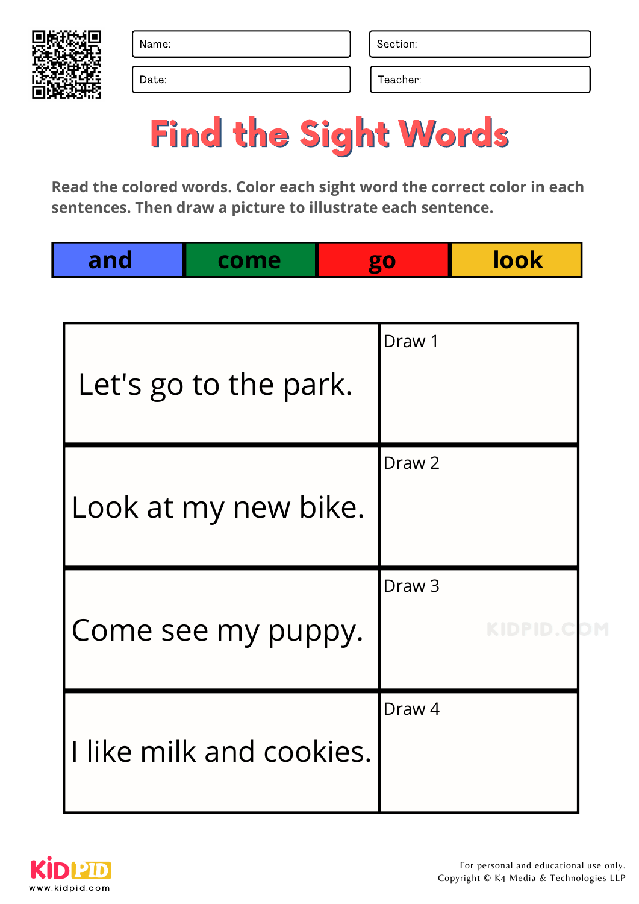| Name: | Section: |
| --- | --- |
| Date: | Teacher: |

# Find the Sight Words

**Read the colored words. Color each sight word the correct color in each sentences. Then draw a picture to illustrate each sentence.**

| and | come | go | look |
| --- | --- | --- | --- |

| | |
| --- | --- |
| Let's go to the park. | Draw 1 |
| Look at my new bike. | Draw 2 |
| Come see my puppy. | Draw 3 |
| I like milk and cookies. | Draw 4 |

For personal and educational use only.
Copyright © K4 Media & Technologies LLP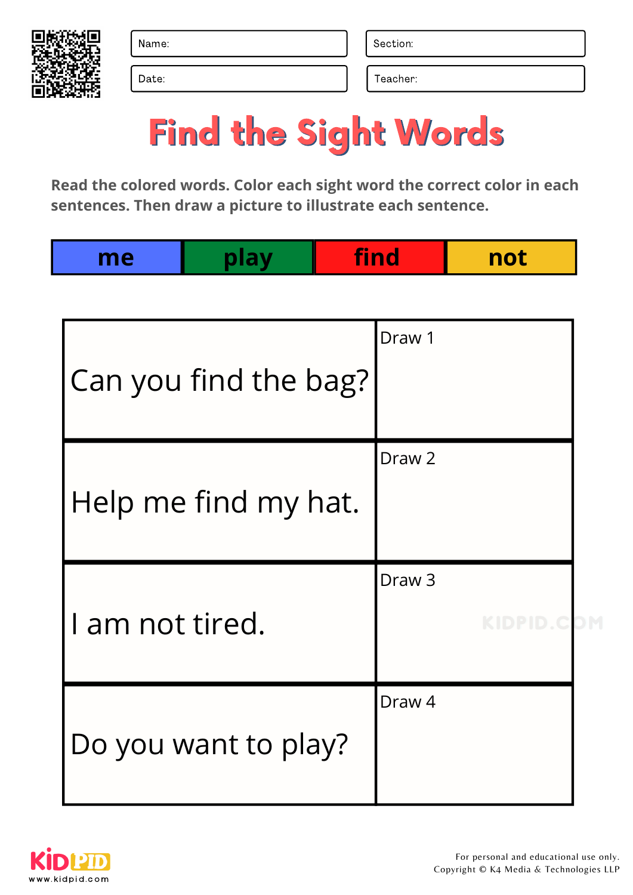| Name: | Section: |
|---|---|
| Date: | Teacher: |

# Find the Sight Words

**Read the colored words. Color each sight word the correct color in each sentences. Then draw a picture to illustrate each sentence.**

| me | play | find | not |
|---|---|---|---|

| | |
|---|---|
| Can you find the bag? | Draw 1 |
| Help me find my hat. | Draw 2 |
| I am not tired. | Draw 3 |
| Do you want to play? | Draw 4 |

For personal and educational use only.
Copyright © K4 Media & Technologies LLP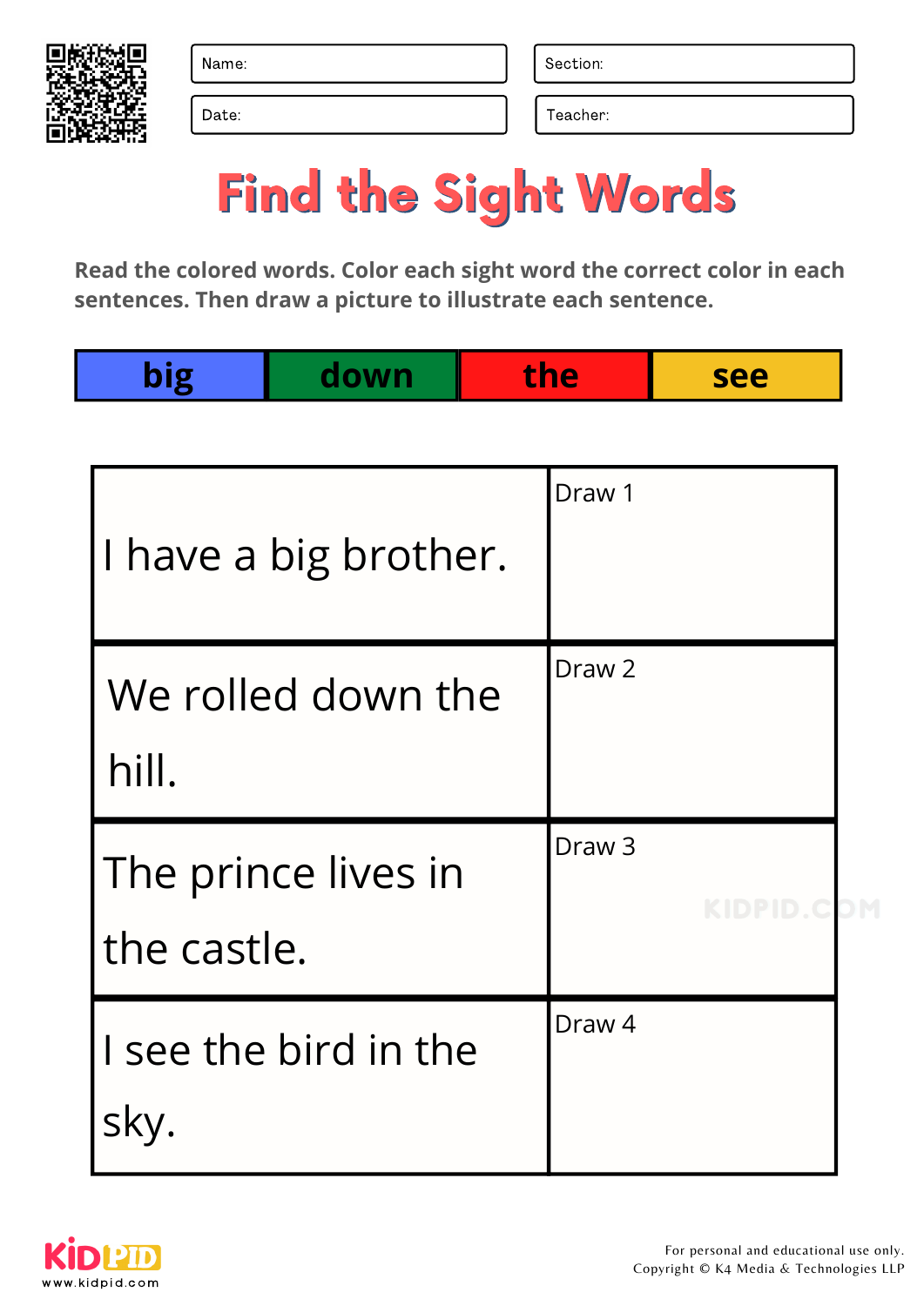| Name: | Section: |
|---|---|
| Date: | Teacher: |

# Find the Sight Words

**Read the colored words. Color each sight word the correct color in each sentences. Then draw a picture to illustrate each sentence.**

| big | down | the | see |
|---|---|---|---|

| | |
|---|---|
| I have a big brother. | Draw 1 |
| We rolled down the hill. | Draw 2 |
| The prince lives in the castle. | Draw 3 |
| I see the bird in the sky. | Draw 4 |

For personal and educational use only.
Copyright © K4 Media & Technologies LLP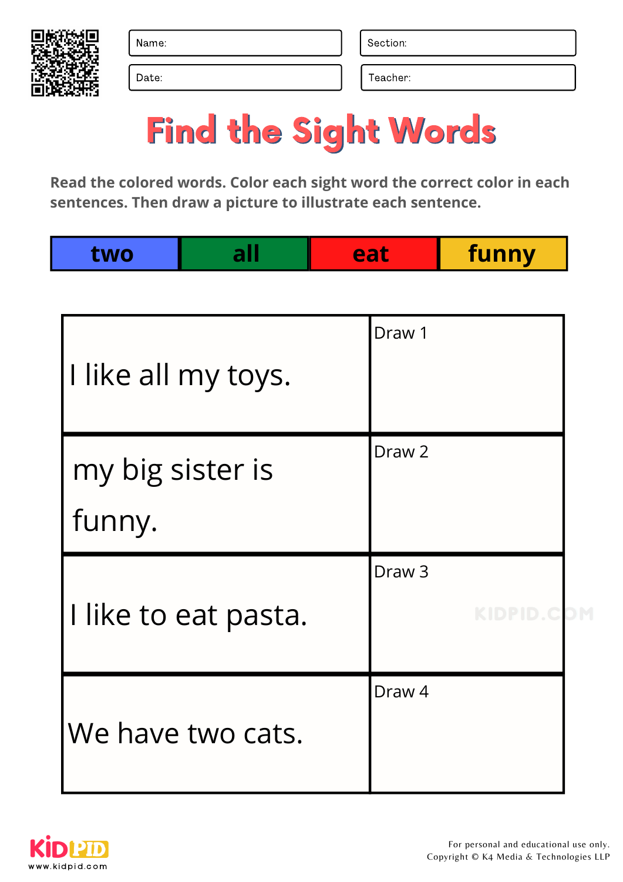| Name: | Section: |
|---|---|
| Date: | Teacher: |

# Find the Sight Words

**Read the colored words. Color each sight word the correct color in each sentences. Then draw a picture to illustrate each sentence.**

| two | all | eat | funny |
|---|---|---|---|

| | |
|---|---|
| I like all my toys. | Draw 1 |
| my big sister is funny. | Draw 2 |
| I like to eat pasta. | Draw 3 |
| We have two cats. | Draw 4 |

For personal and educational use only.
Copyright © K4 Media & Technologies LLP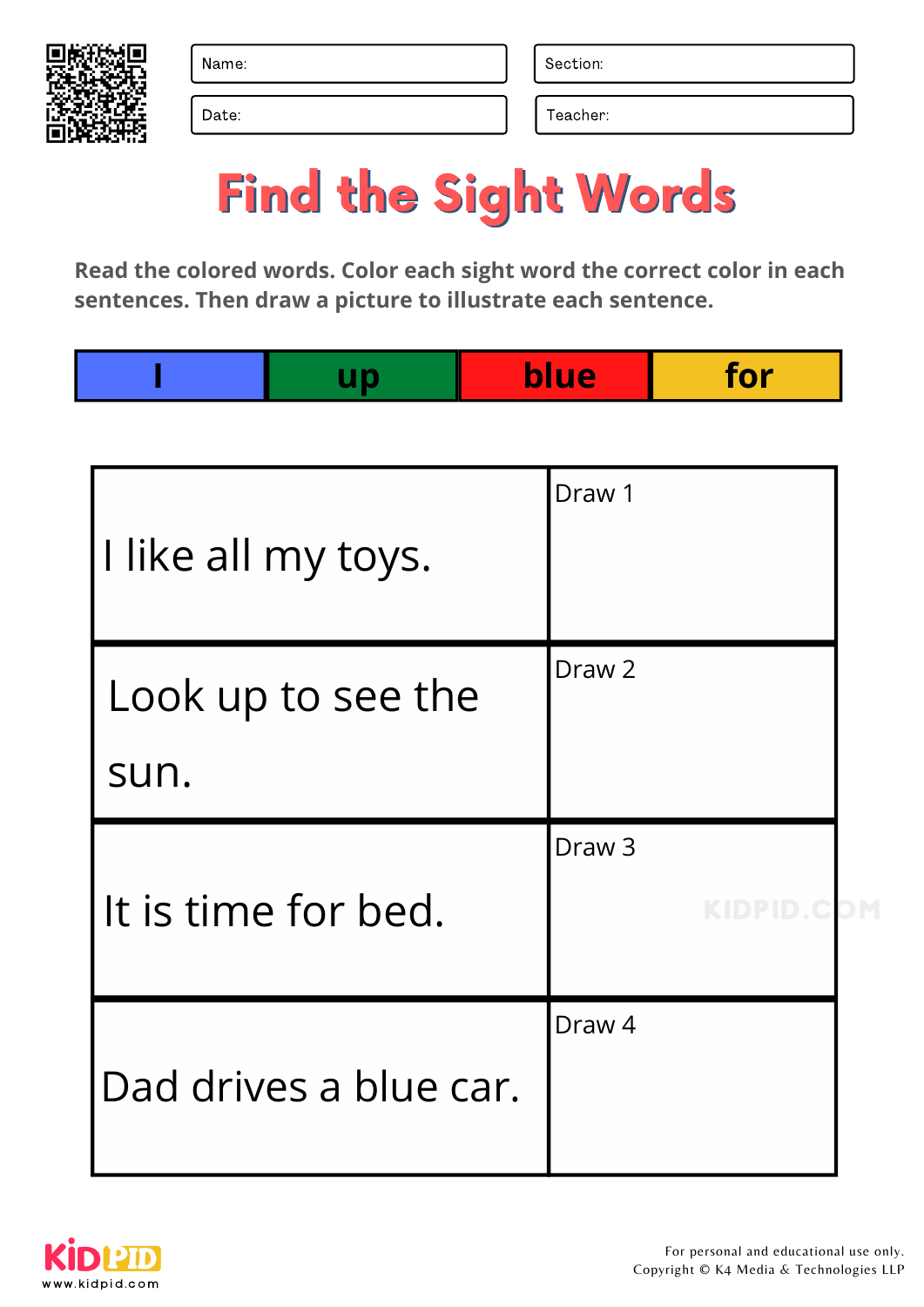| Name: | Section: |
| --- | --- |
| Date: | Teacher: |

# Find the Sight Words

**Read the colored words. Color each sight word the correct color in each sentences. Then draw a picture to illustrate each sentence.**

| I | up | blue | for |
| --- | --- | --- | --- |

| Sentence | Drawing |
| --- | --- |
| I like all my toys. | Draw 1 |
| Look up to see the sun. | Draw 2 |
| It is time for bed. | Draw 3 |
| Dad drives a blue car. | Draw 4 |

For personal and educational use only.
Copyright © K4 Media & Technologies LLP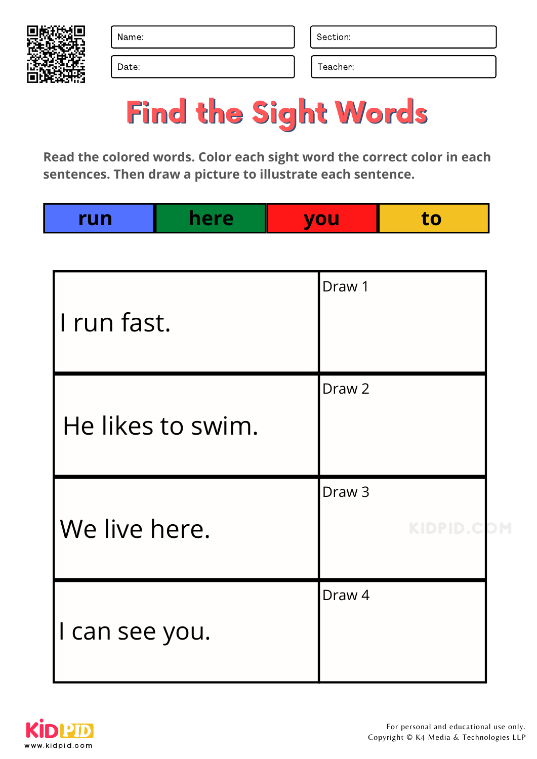| Name: | Section: |
|---|---|
| Date: | Teacher: |

# Find the Sight Words

**Read the colored words. Color each sight word the correct color in each sentences. Then draw a picture to illustrate each sentence.**

| run | here | you | to |
|---|---|---|---|

| | |
|---|---|
| I run fast. | Draw 1 |
| He likes to swim. | Draw 2 |
| We live here. | Draw 3 |
| I can see you. | Draw 4 |

For personal and educational use only.
Copyright © K4 Media & Technologies LLP